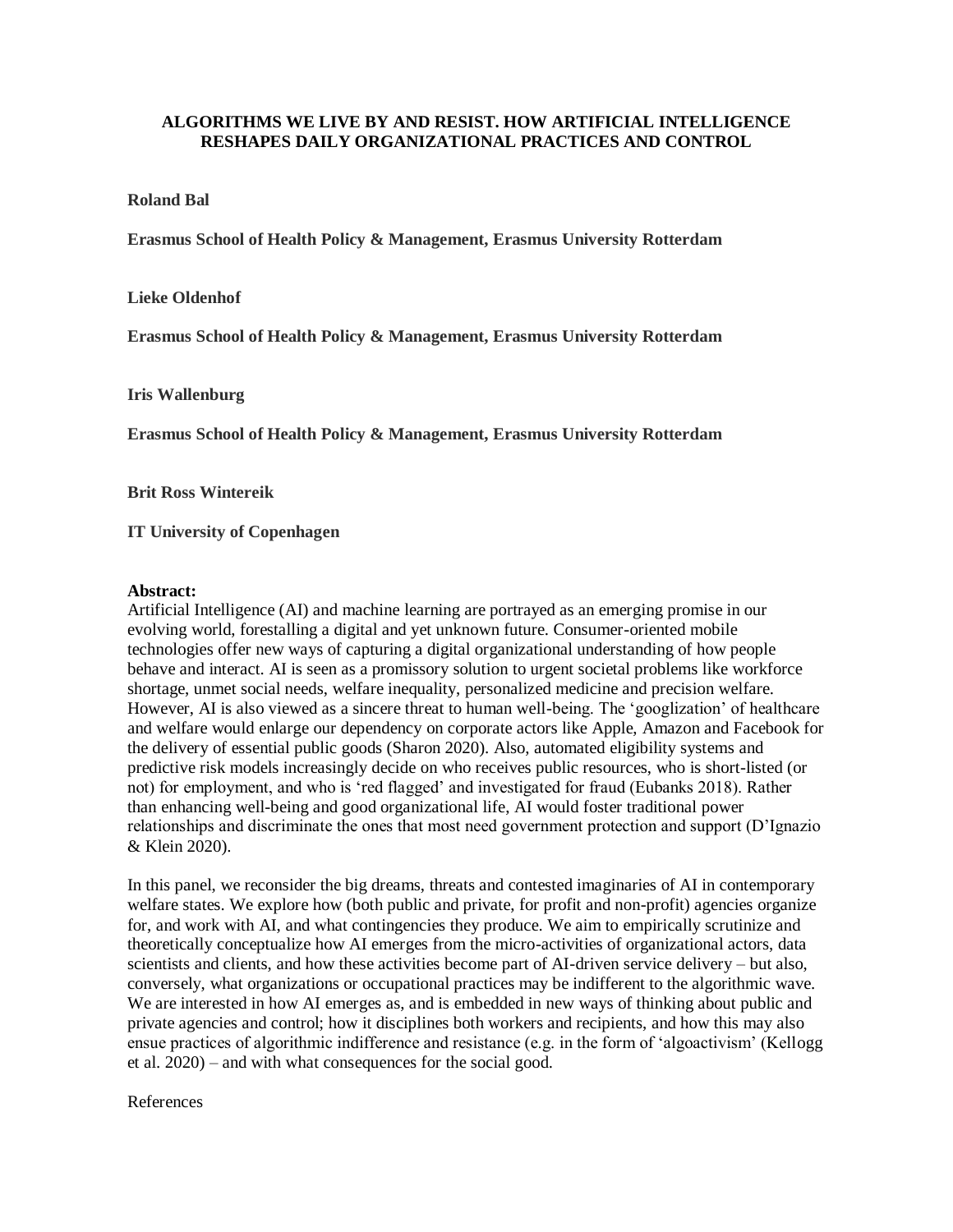# ALGORITHMS WE LIVE BY AND RESIST. HOW ARTIFICIAL INTELLIGENCE RESHAPES DAILY ORGANIZATIONAL PRACTICES AND CONTROL

**Roland Bal**

**Erasmus School of Health Policy & Management, Erasmus University Rotterdam**

**Lieke Oldenhof**

**Erasmus School of Health Policy & Management, Erasmus University Rotterdam**

**Iris Wallenburg**

**Erasmus School of Health Policy & Management, Erasmus University Rotterdam**

**Brit Ross Wintereik**

**IT University of Copenhagen**

**Abstract:**

Artificial Intelligence (AI) and machine learning are portrayed as an emerging promise in our evolving world, forestalling a digital and yet unknown future. Consumer-oriented mobile technologies offer new ways of capturing a digital organizational understanding of how people behave and interact. AI is seen as a promissory solution to urgent societal problems like workforce shortage, unmet social needs, welfare inequality, personalized medicine and precision welfare. However, AI is also viewed as a sincere threat to human well-being. The 'googlization' of healthcare and welfare would enlarge our dependency on corporate actors like Apple, Amazon and Facebook for the delivery of essential public goods (Sharon 2020). Also, automated eligibility systems and predictive risk models increasingly decide on who receives public resources, who is short-listed (or not) for employment, and who is 'red flagged' and investigated for fraud (Eubanks 2018). Rather than enhancing well-being and good organizational life, AI would foster traditional power relationships and discriminate the ones that most need government protection and support (D'Ignazio & Klein 2020).

In this panel, we reconsider the big dreams, threats and contested imaginaries of AI in contemporary welfare states. We explore how (both public and private, for profit and non-profit) agencies organize for, and work with AI, and what contingencies they produce. We aim to empirically scrutinize and theoretically conceptualize how AI emerges from the micro-activities of organizational actors, data scientists and clients, and how these activities become part of AI-driven service delivery – but also, conversely, what organizations or occupational practices may be indifferent to the algorithmic wave. We are interested in how AI emerges as, and is embedded in new ways of thinking about public and private agencies and control; how it disciplines both workers and recipients, and how this may also ensue practices of algorithmic indifference and resistance (e.g. in the form of 'algoactivism' (Kellogg et al. 2020) – and with what consequences for the social good.

References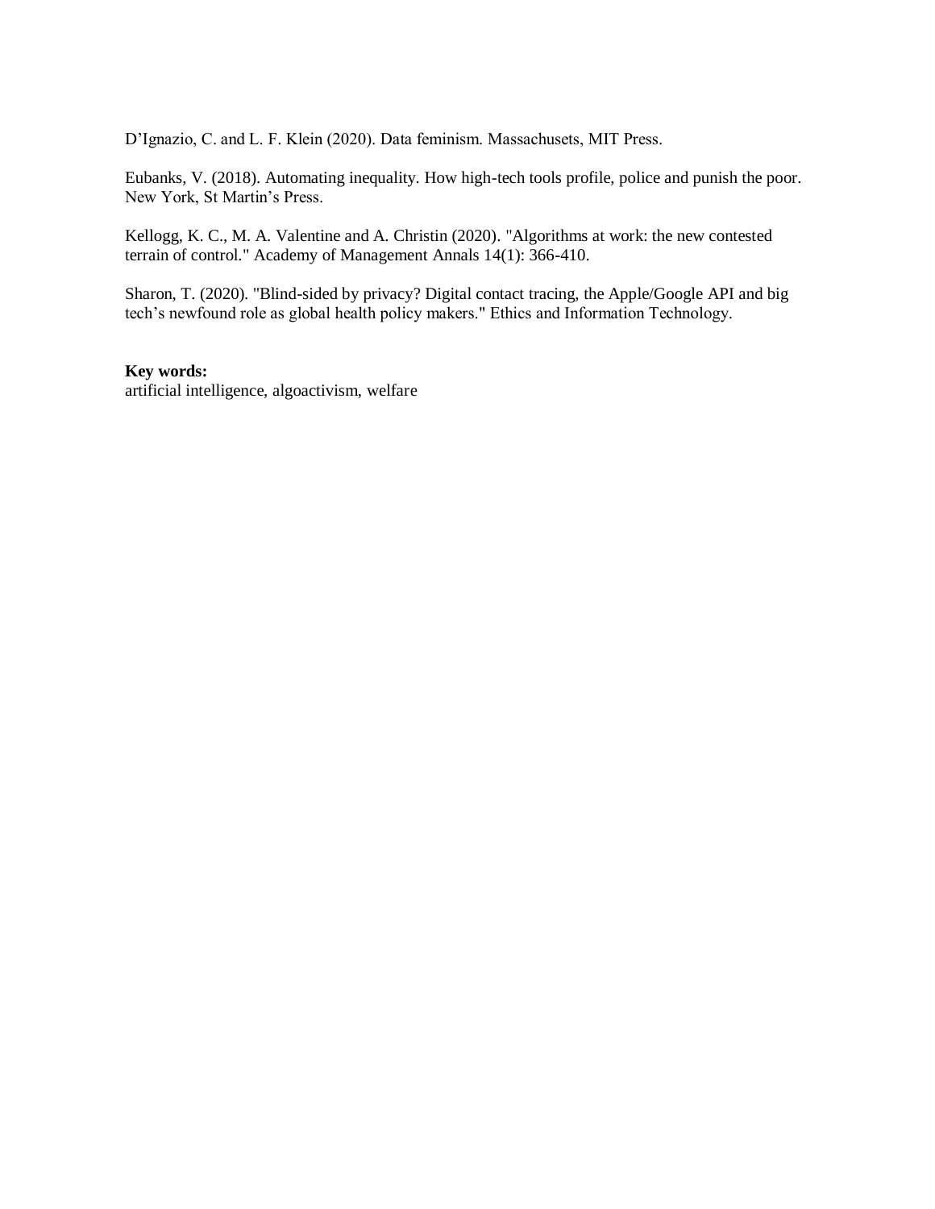D'Ignazio, C. and L. F. Klein (2020). Data feminism. Massachusets, MIT Press.

Eubanks, V. (2018). Automating inequality. How high-tech tools profile, police and punish the poor. New York, St Martin's Press.

Kellogg, K. C., M. A. Valentine and A. Christin (2020). "Algorithms at work: the new contested terrain of control." Academy of Management Annals 14(1): 366-410.

Sharon, T. (2020). "Blind-sided by privacy? Digital contact tracing, the Apple/Google API and big tech's newfound role as global health policy makers." Ethics and Information Technology.

**Key words:**
artificial intelligence, algoactivism, welfare